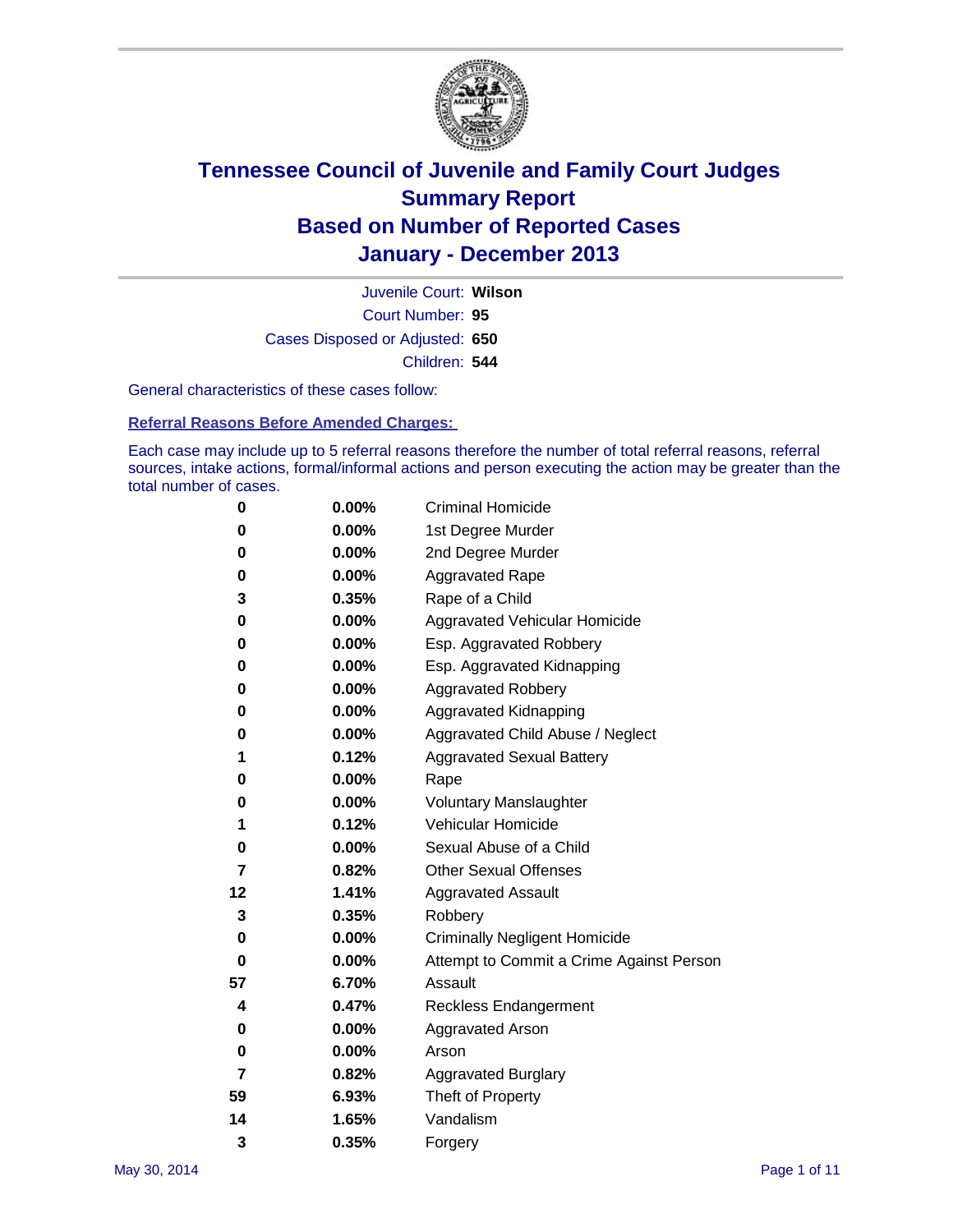# Tennessee Council of Juvenile and Family Court Judges
## Summary Report
## Based on Number of Reported Cases
## January - December 2013

Juvenile Court: **Wilson**
Court Number: **95**
Cases Disposed or Adjusted: **650**
Children: **544**

General characteristics of these cases follow:

### Referral Reasons Before Amended Charges:

Each case may include up to 5 referral reasons therefore the number of total referral reasons, referral sources, intake actions, formal/informal actions and person executing the action may be greater than the total number of cases.

| Count | Percent | Referral Reason |
|---|---|---|
| 0 | 0.00% | Criminal Homicide |
| 0 | 0.00% | 1st Degree Murder |
| 0 | 0.00% | 2nd Degree Murder |
| 0 | 0.00% | Aggravated Rape |
| 3 | 0.35% | Rape of a Child |
| 0 | 0.00% | Aggravated Vehicular Homicide |
| 0 | 0.00% | Esp. Aggravated Robbery |
| 0 | 0.00% | Esp. Aggravated Kidnapping |
| 0 | 0.00% | Aggravated Robbery |
| 0 | 0.00% | Aggravated Kidnapping |
| 0 | 0.00% | Aggravated Child Abuse / Neglect |
| 1 | 0.12% | Aggravated Sexual Battery |
| 0 | 0.00% | Rape |
| 0 | 0.00% | Voluntary Manslaughter |
| 1 | 0.12% | Vehicular Homicide |
| 0 | 0.00% | Sexual Abuse of a Child |
| 7 | 0.82% | Other Sexual Offenses |
| 12 | 1.41% | Aggravated Assault |
| 3 | 0.35% | Robbery |
| 0 | 0.00% | Criminally Negligent Homicide |
| 0 | 0.00% | Attempt to Commit a Crime Against Person |
| 57 | 6.70% | Assault |
| 4 | 0.47% | Reckless Endangerment |
| 0 | 0.00% | Aggravated Arson |
| 0 | 0.00% | Arson |
| 7 | 0.82% | Aggravated Burglary |
| 59 | 6.93% | Theft of Property |
| 14 | 1.65% | Vandalism |
| 3 | 0.35% | Forgery |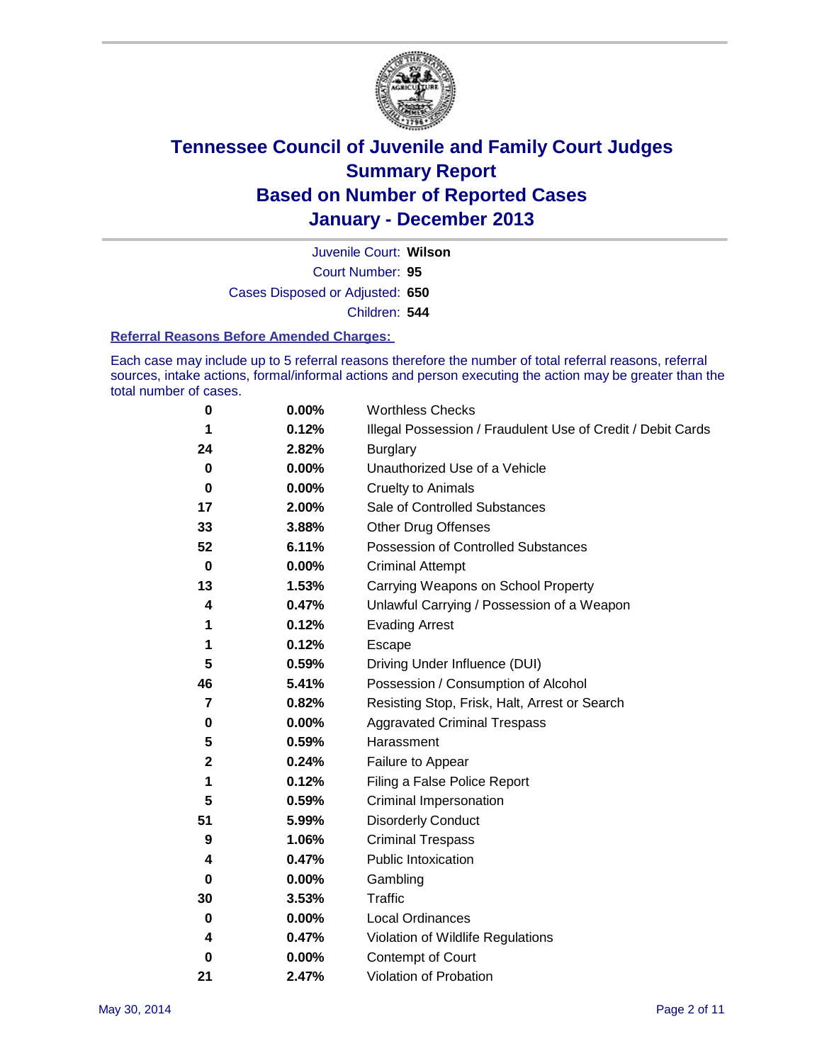# Tennessee Council of Juvenile and Family Court Judges
## Summary Report
## Based on Number of Reported Cases
## January - December 2013

Juvenile Court: **Wilson**

Court Number: **95**

Cases Disposed or Adjusted: **650**

Children: **544**

### Referral Reasons Before Amended Charges:

Each case may include up to 5 referral reasons therefore the number of total referral reasons, referral sources, intake actions, formal/informal actions and person executing the action may be greater than the total number of cases.

| Count | Percent | Referral Reason |
|---|---|---|
| 0 | 0.00% | Worthless Checks |
| 1 | 0.12% | Illegal Possession / Fraudulent Use of Credit / Debit Cards |
| 24 | 2.82% | Burglary |
| 0 | 0.00% | Unauthorized Use of a Vehicle |
| 0 | 0.00% | Cruelty to Animals |
| 17 | 2.00% | Sale of Controlled Substances |
| 33 | 3.88% | Other Drug Offenses |
| 52 | 6.11% | Possession of Controlled Substances |
| 0 | 0.00% | Criminal Attempt |
| 13 | 1.53% | Carrying Weapons on School Property |
| 4 | 0.47% | Unlawful Carrying / Possession of a Weapon |
| 1 | 0.12% | Evading Arrest |
| 1 | 0.12% | Escape |
| 5 | 0.59% | Driving Under Influence (DUI) |
| 46 | 5.41% | Possession / Consumption of Alcohol |
| 7 | 0.82% | Resisting Stop, Frisk, Halt, Arrest or Search |
| 0 | 0.00% | Aggravated Criminal Trespass |
| 5 | 0.59% | Harassment |
| 2 | 0.24% | Failure to Appear |
| 1 | 0.12% | Filing a False Police Report |
| 5 | 0.59% | Criminal Impersonation |
| 51 | 5.99% | Disorderly Conduct |
| 9 | 1.06% | Criminal Trespass |
| 4 | 0.47% | Public Intoxication |
| 0 | 0.00% | Gambling |
| 30 | 3.53% | Traffic |
| 0 | 0.00% | Local Ordinances |
| 4 | 0.47% | Violation of Wildlife Regulations |
| 0 | 0.00% | Contempt of Court |
| 21 | 2.47% | Violation of Probation |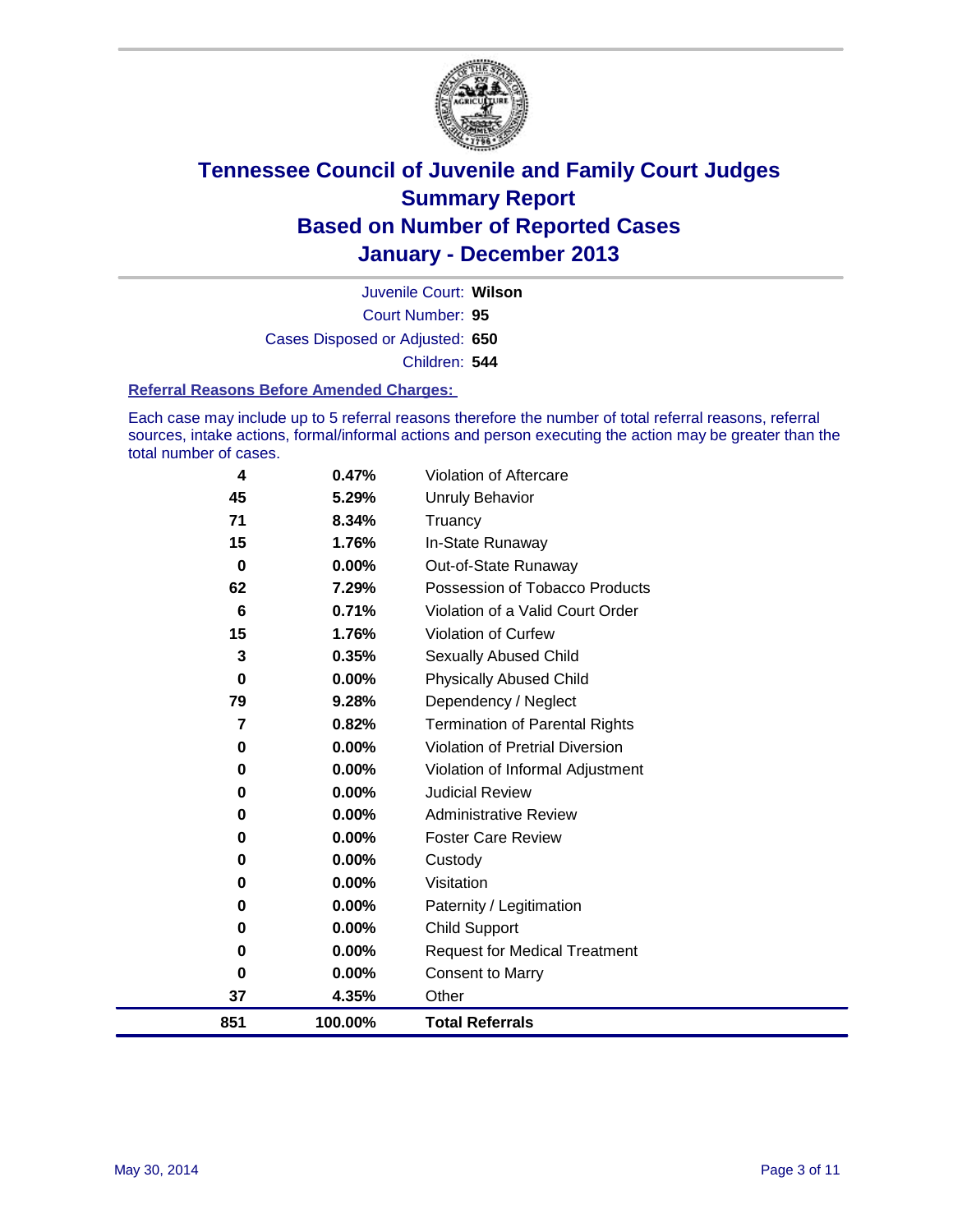# Tennessee Council of Juvenile and Family Court Judges
## Summary Report
## Based on Number of Reported Cases
## January - December 2013

Juvenile Court: **Wilson**

Court Number: **95**

Cases Disposed or Adjusted: **650**

Children: **544**

### Referral Reasons Before Amended Charges:

Each case may include up to 5 referral reasons therefore the number of total referral reasons, referral sources, intake actions, formal/informal actions and person executing the action may be greater than the total number of cases.

| Count | Percent | Referral Reason |
|---|---|---|
| 4 | 0.47% | Violation of Aftercare |
| 45 | 5.29% | Unruly Behavior |
| 71 | 8.34% | Truancy |
| 15 | 1.76% | In-State Runaway |
| 0 | 0.00% | Out-of-State Runaway |
| 62 | 7.29% | Possession of Tobacco Products |
| 6 | 0.71% | Violation of a Valid Court Order |
| 15 | 1.76% | Violation of Curfew |
| 3 | 0.35% | Sexually Abused Child |
| 0 | 0.00% | Physically Abused Child |
| 79 | 9.28% | Dependency / Neglect |
| 7 | 0.82% | Termination of Parental Rights |
| 0 | 0.00% | Violation of Pretrial Diversion |
| 0 | 0.00% | Violation of Informal Adjustment |
| 0 | 0.00% | Judicial Review |
| 0 | 0.00% | Administrative Review |
| 0 | 0.00% | Foster Care Review |
| 0 | 0.00% | Custody |
| 0 | 0.00% | Visitation |
| 0 | 0.00% | Paternity / Legitimation |
| 0 | 0.00% | Child Support |
| 0 | 0.00% | Request for Medical Treatment |
| 0 | 0.00% | Consent to Marry |
| 37 | 4.35% | Other |
| **851** | **100.00%** | **Total Referrals** |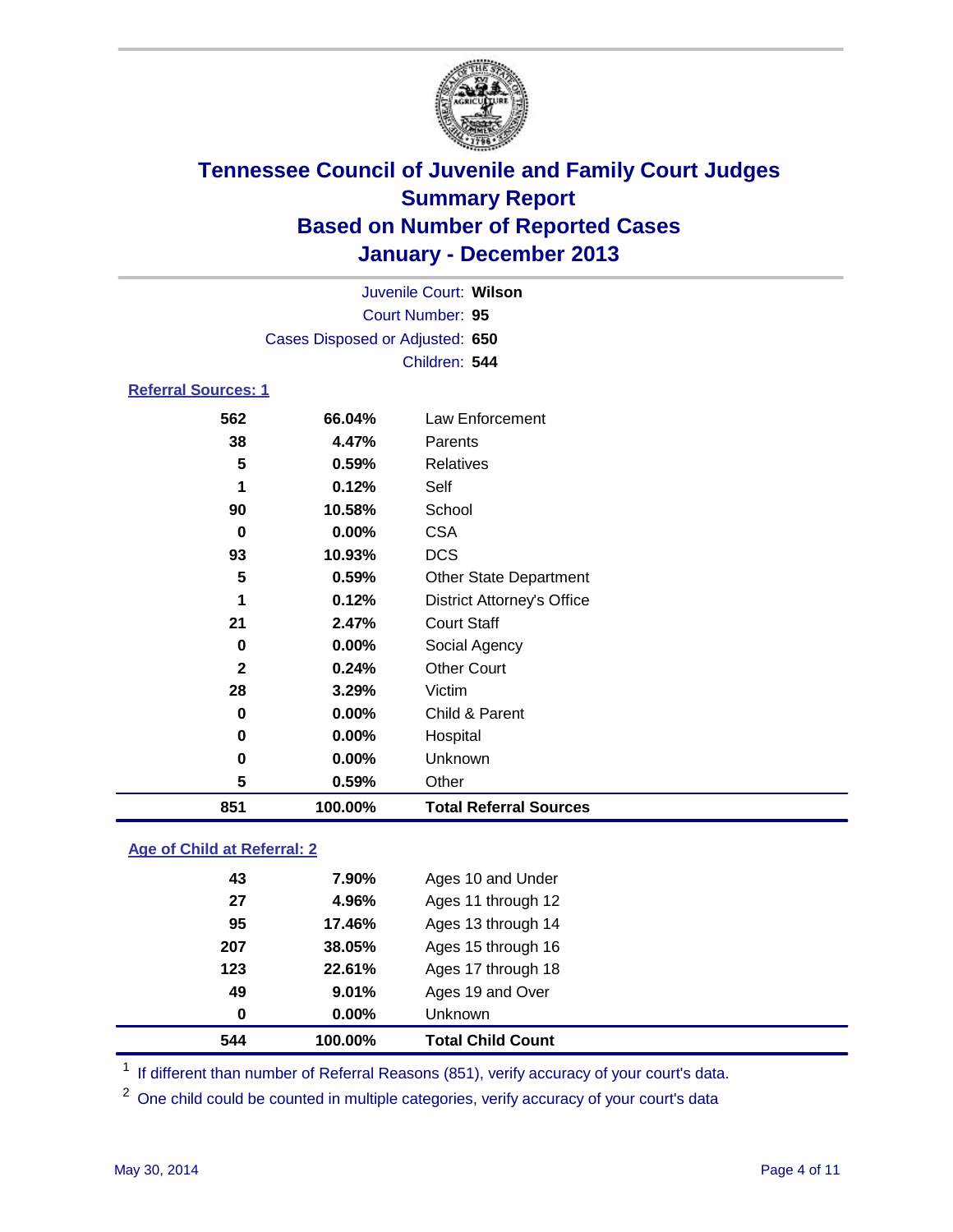# Tennessee Council of Juvenile and Family Court Judges
## Summary Report
## Based on Number of Reported Cases
## January - December 2013

Juvenile Court: **Wilson**
Court Number: **95**
Cases Disposed or Adjusted: **650**
Children: **544**

### Referral Sources: 1

| | | |
|---|---|---|
| 562 | 66.04% | Law Enforcement |
| 38 | 4.47% | Parents |
| 5 | 0.59% | Relatives |
| 1 | 0.12% | Self |
| 90 | 10.58% | School |
| 0 | 0.00% | CSA |
| 93 | 10.93% | DCS |
| 5 | 0.59% | Other State Department |
| 1 | 0.12% | District Attorney's Office |
| 21 | 2.47% | Court Staff |
| 0 | 0.00% | Social Agency |
| 2 | 0.24% | Other Court |
| 28 | 3.29% | Victim |
| 0 | 0.00% | Child & Parent |
| 0 | 0.00% | Hospital |
| 0 | 0.00% | Unknown |
| 5 | 0.59% | Other |
| **851** | **100.00%** | **Total Referral Sources** |

### Age of Child at Referral: 2

| | | |
|---|---|---|
| 43 | 7.90% | Ages 10 and Under |
| 27 | 4.96% | Ages 11 through 12 |
| 95 | 17.46% | Ages 13 through 14 |
| 207 | 38.05% | Ages 15 through 16 |
| 123 | 22.61% | Ages 17 through 18 |
| 49 | 9.01% | Ages 19 and Over |
| 0 | 0.00% | Unknown |
| **544** | **100.00%** | **Total Child Count** |

[1] If different than number of Referral Reasons (851), verify accuracy of your court's data.

[2] One child could be counted in multiple categories, verify accuracy of your court's data

May 30, 2014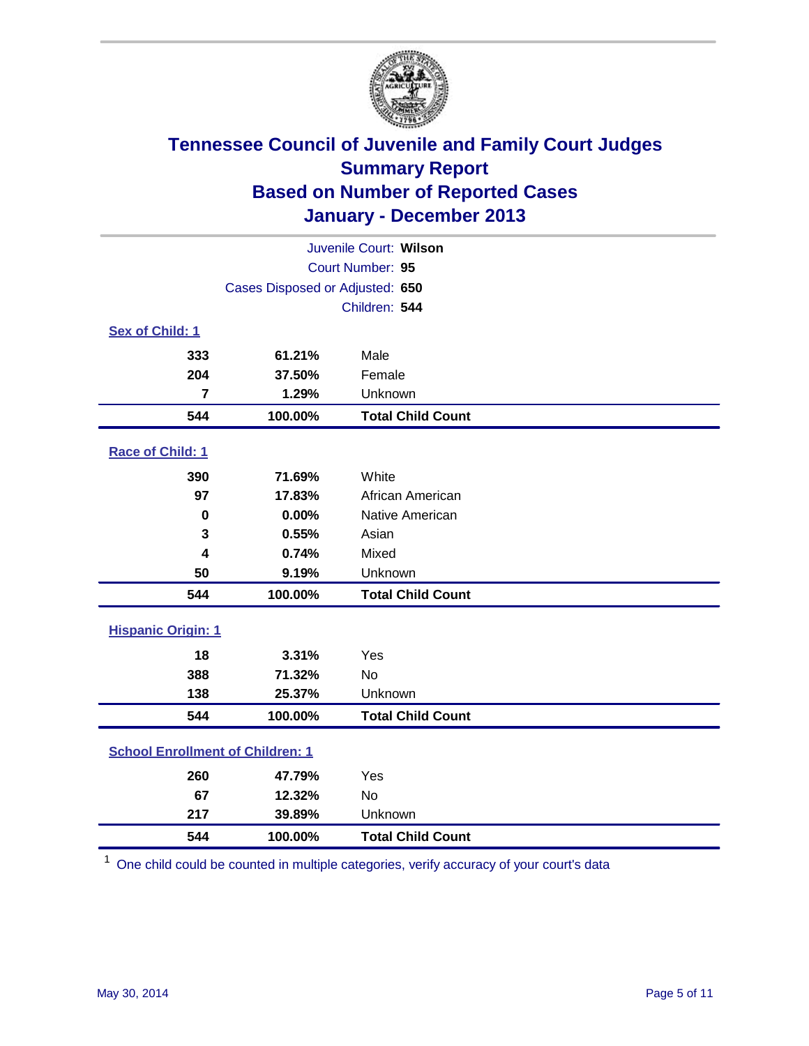# Tennessee Council of Juvenile and Family Court Judges
## Summary Report
## Based on Number of Reported Cases
## January - December 2013

Juvenile Court: **Wilson**
Court Number: **95**
Cases Disposed or Adjusted: **650**
Children: **544**

### Sex of Child: 1

| Count | Percent | Category |
|---|---|---|
| 333 | 61.21% | Male |
| 204 | 37.50% | Female |
| 7 | 1.29% | Unknown |
| **544** | **100.00%** | **Total Child Count** |

### Race of Child: 1

| Count | Percent | Category |
|---|---|---|
| 390 | 71.69% | White |
| 97 | 17.83% | African American |
| 0 | 0.00% | Native American |
| 3 | 0.55% | Asian |
| 4 | 0.74% | Mixed |
| 50 | 9.19% | Unknown |
| **544** | **100.00%** | **Total Child Count** |

### Hispanic Origin: 1

| Count | Percent | Category |
|---|---|---|
| 18 | 3.31% | Yes |
| 388 | 71.32% | No |
| 138 | 25.37% | Unknown |
| **544** | **100.00%** | **Total Child Count** |

### School Enrollment of Children: 1

| Count | Percent | Category |
|---|---|---|
| 260 | 47.79% | Yes |
| 67 | 12.32% | No |
| 217 | 39.89% | Unknown |
| **544** | **100.00%** | **Total Child Count** |

[1] One child could be counted in multiple categories, verify accuracy of your court's data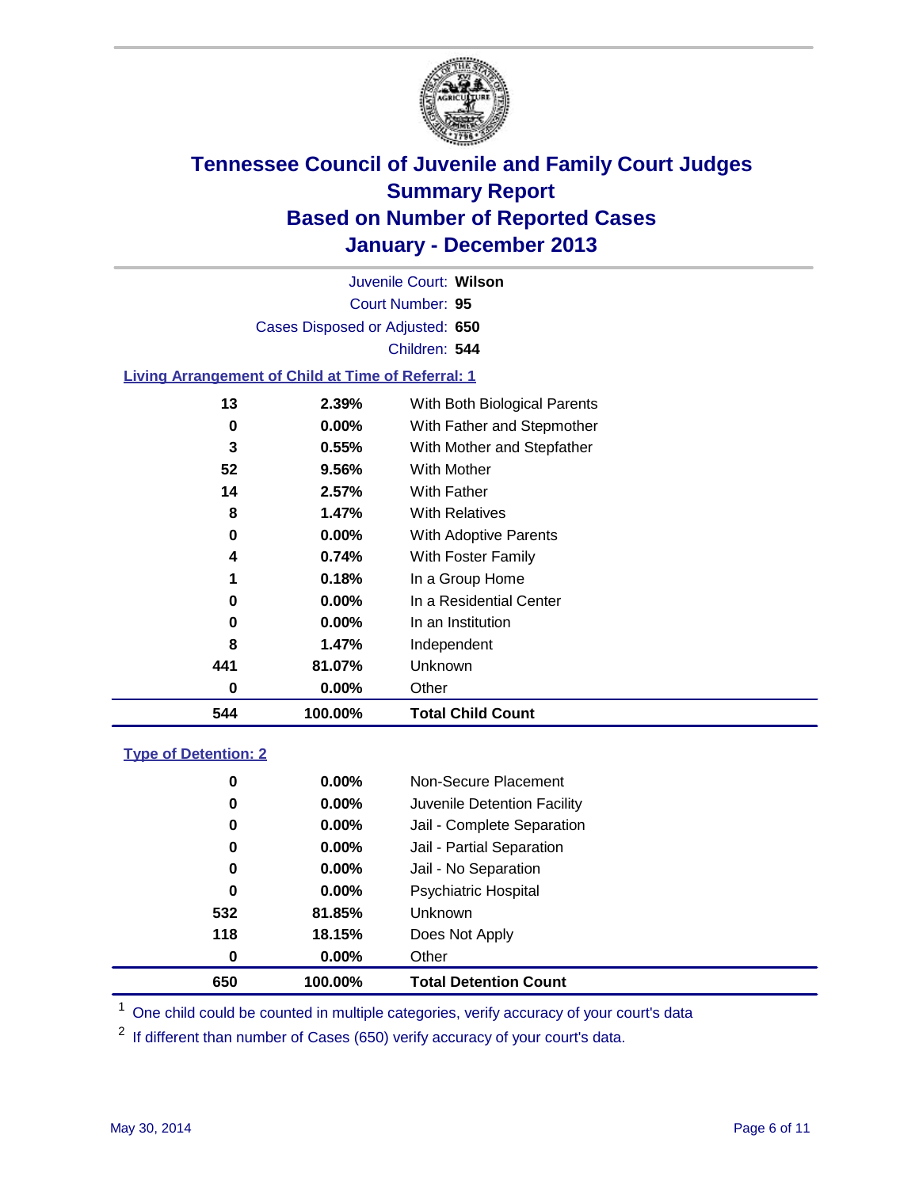# Tennessee Council of Juvenile and Family Court Judges
## Summary Report
## Based on Number of Reported Cases
## January - December 2013

Juvenile Court: **Wilson**
Court Number: **95**
Cases Disposed or Adjusted: **650**
Children: **544**

### Living Arrangement of Child at Time of Referral: 1

| Count | Percent | Category |
|---|---|---|
| 13 | 2.39% | With Both Biological Parents |
| 0 | 0.00% | With Father and Stepmother |
| 3 | 0.55% | With Mother and Stepfather |
| 52 | 9.56% | With Mother |
| 14 | 2.57% | With Father |
| 8 | 1.47% | With Relatives |
| 0 | 0.00% | With Adoptive Parents |
| 4 | 0.74% | With Foster Family |
| 1 | 0.18% | In a Group Home |
| 0 | 0.00% | In a Residential Center |
| 0 | 0.00% | In an Institution |
| 8 | 1.47% | Independent |
| 441 | 81.07% | Unknown |
| 0 | 0.00% | Other |
| **544** | **100.00%** | **Total Child Count** |

### Type of Detention: 2

| Count | Percent | Category |
|---|---|---|
| 0 | 0.00% | Non-Secure Placement |
| 0 | 0.00% | Juvenile Detention Facility |
| 0 | 0.00% | Jail - Complete Separation |
| 0 | 0.00% | Jail - Partial Separation |
| 0 | 0.00% | Jail - No Separation |
| 0 | 0.00% | Psychiatric Hospital |
| 532 | 81.85% | Unknown |
| 118 | 18.15% | Does Not Apply |
| 0 | 0.00% | Other |
| **650** | **100.00%** | **Total Detention Count** |

[1] One child could be counted in multiple categories, verify accuracy of your court's data

[2] If different than number of Cases (650) verify accuracy of your court's data.

May 30, 2014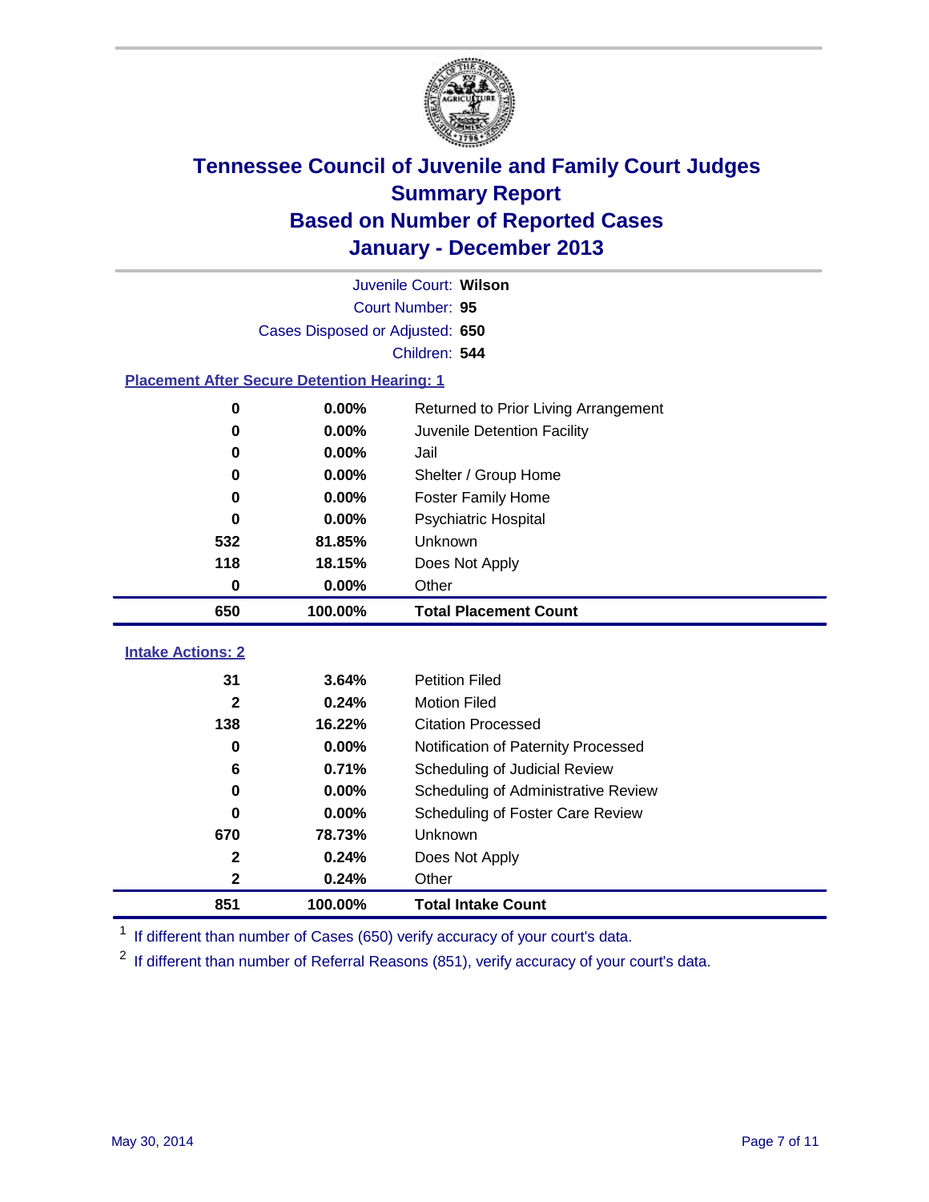# Tennessee Council of Juvenile and Family Court Judges
## Summary Report
## Based on Number of Reported Cases
## January - December 2013

Juvenile Court: **Wilson**
Court Number: **95**
Cases Disposed or Adjusted: **650**
Children: **544**

### Placement After Secure Detention Hearing: 1

| Count | Percent | Placement |
|---|---|---|
| 0 | 0.00% | Returned to Prior Living Arrangement |
| 0 | 0.00% | Juvenile Detention Facility |
| 0 | 0.00% | Jail |
| 0 | 0.00% | Shelter / Group Home |
| 0 | 0.00% | Foster Family Home |
| 0 | 0.00% | Psychiatric Hospital |
| 532 | 81.85% | Unknown |
| 118 | 18.15% | Does Not Apply |
| 0 | 0.00% | Other |
| **650** | **100.00%** | **Total Placement Count** |

### Intake Actions: 2

| Count | Percent | Intake Action |
|---|---|---|
| 31 | 3.64% | Petition Filed |
| 2 | 0.24% | Motion Filed |
| 138 | 16.22% | Citation Processed |
| 0 | 0.00% | Notification of Paternity Processed |
| 6 | 0.71% | Scheduling of Judicial Review |
| 0 | 0.00% | Scheduling of Administrative Review |
| 0 | 0.00% | Scheduling of Foster Care Review |
| 670 | 78.73% | Unknown |
| 2 | 0.24% | Does Not Apply |
| 2 | 0.24% | Other |
| **851** | **100.00%** | **Total Intake Count** |

[1] If different than number of Cases (650) verify accuracy of your court's data.

[2] If different than number of Referral Reasons (851), verify accuracy of your court's data.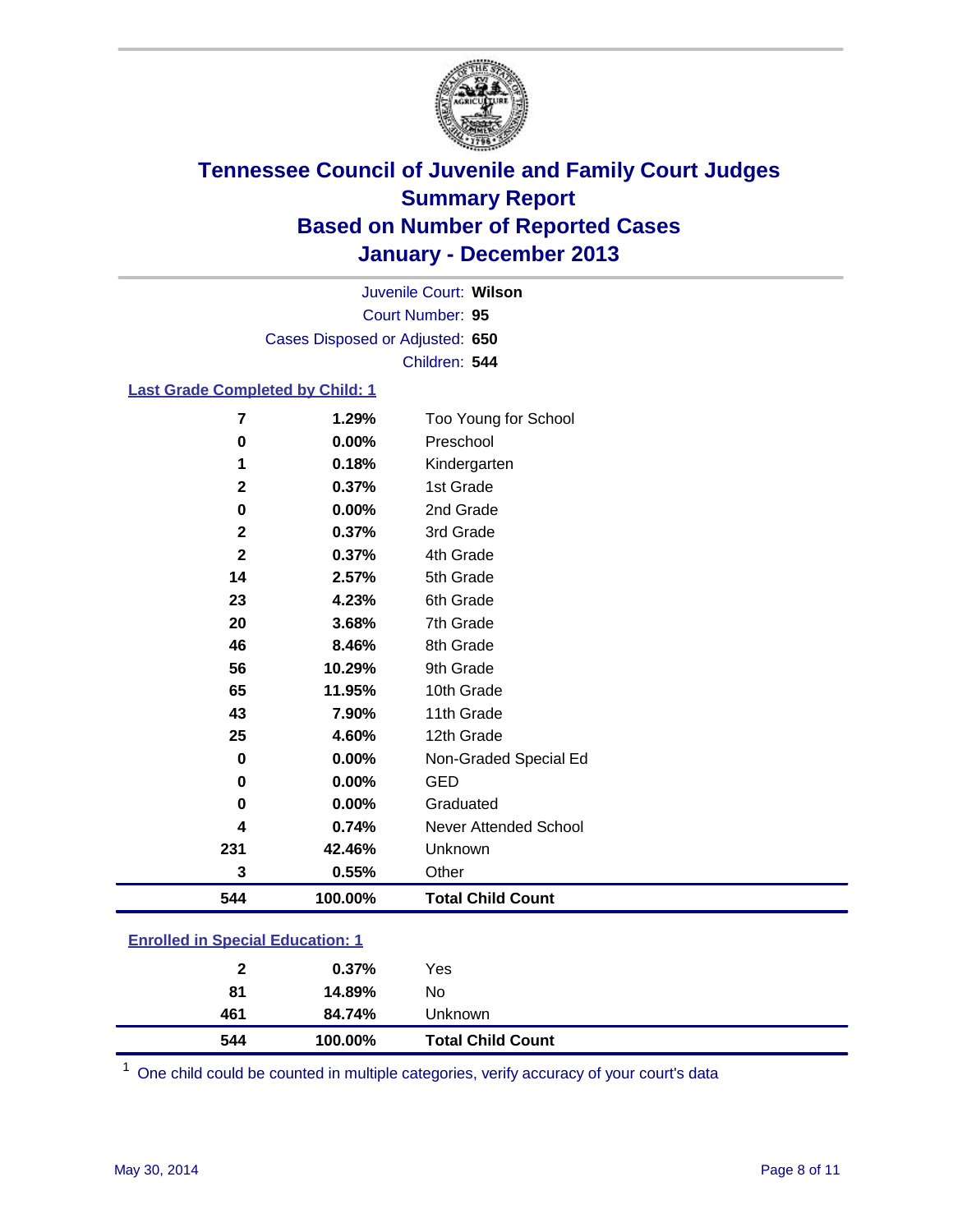# Tennessee Council of Juvenile and Family Court Judges
## Summary Report
## Based on Number of Reported Cases
## January - December 2013

Juvenile Court: **Wilson**
Court Number: **95**
Cases Disposed or Adjusted: **650**
Children: **544**

### Last Grade Completed by Child: 1

| | | |
|---|---|---|
| 7 | 1.29% | Too Young for School |
| 0 | 0.00% | Preschool |
| 1 | 0.18% | Kindergarten |
| 2 | 0.37% | 1st Grade |
| 0 | 0.00% | 2nd Grade |
| 2 | 0.37% | 3rd Grade |
| 2 | 0.37% | 4th Grade |
| 14 | 2.57% | 5th Grade |
| 23 | 4.23% | 6th Grade |
| 20 | 3.68% | 7th Grade |
| 46 | 8.46% | 8th Grade |
| 56 | 10.29% | 9th Grade |
| 65 | 11.95% | 10th Grade |
| 43 | 7.90% | 11th Grade |
| 25 | 4.60% | 12th Grade |
| 0 | 0.00% | Non-Graded Special Ed |
| 0 | 0.00% | GED |
| 0 | 0.00% | Graduated |
| 4 | 0.74% | Never Attended School |
| 231 | 42.46% | Unknown |
| 3 | 0.55% | Other |
| **544** | **100.00%** | **Total Child Count** |

### Enrolled in Special Education: 1

| | | |
|---|---|---|
| 2 | 0.37% | Yes |
| 81 | 14.89% | No |
| 461 | 84.74% | Unknown |
| **544** | **100.00%** | **Total Child Count** |

[1] One child could be counted in multiple categories, verify accuracy of your court's data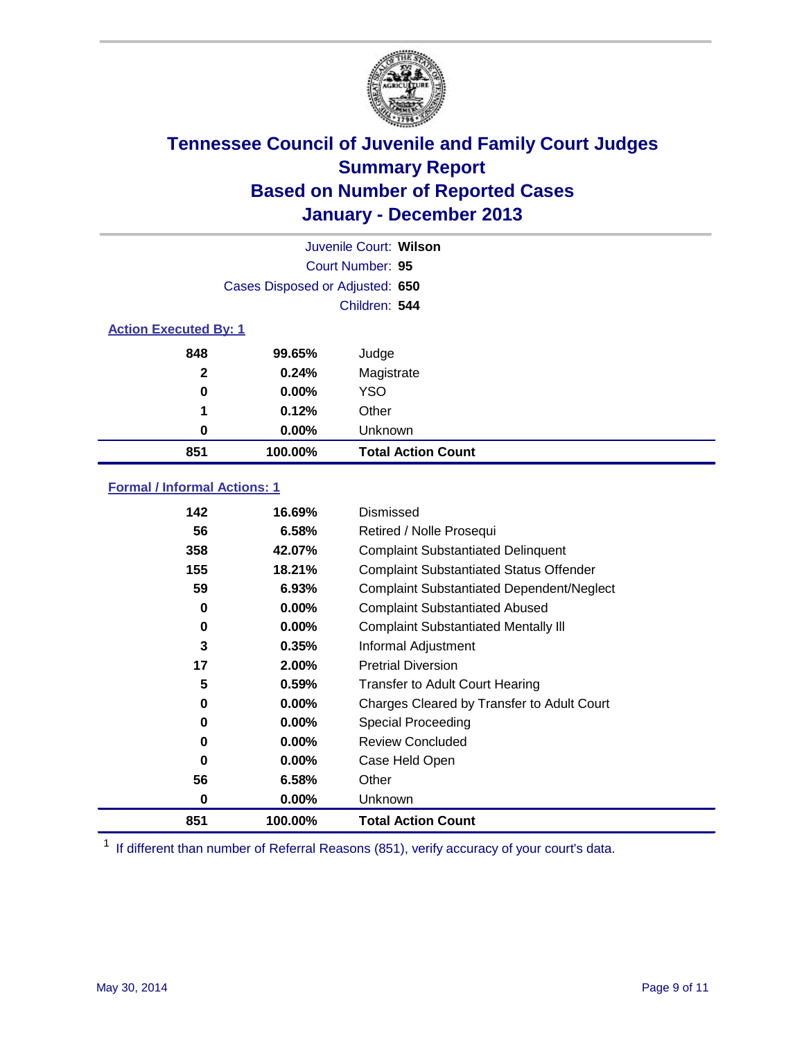# Tennessee Council of Juvenile and Family Court Judges
## Summary Report
## Based on Number of Reported Cases
## January - December 2013

Juvenile Court: **Wilson**
Court Number: **95**
Cases Disposed or Adjusted: **650**
Children: **544**

### Action Executed By: 1

| Count | Percent | Action |
|---|---|---|
| 848 | 99.65% | Judge |
| 2 | 0.24% | Magistrate |
| 0 | 0.00% | YSO |
| 1 | 0.12% | Other |
| 0 | 0.00% | Unknown |
| **851** | **100.00%** | **Total Action Count** |

### Formal / Informal Actions: 1

| Count | Percent | Action |
|---|---|---|
| 142 | 16.69% | Dismissed |
| 56 | 6.58% | Retired / Nolle Prosequi |
| 358 | 42.07% | Complaint Substantiated Delinquent |
| 155 | 18.21% | Complaint Substantiated Status Offender |
| 59 | 6.93% | Complaint Substantiated Dependent/Neglect |
| 0 | 0.00% | Complaint Substantiated Abused |
| 0 | 0.00% | Complaint Substantiated Mentally Ill |
| 3 | 0.35% | Informal Adjustment |
| 17 | 2.00% | Pretrial Diversion |
| 5 | 0.59% | Transfer to Adult Court Hearing |
| 0 | 0.00% | Charges Cleared by Transfer to Adult Court |
| 0 | 0.00% | Special Proceeding |
| 0 | 0.00% | Review Concluded |
| 0 | 0.00% | Case Held Open |
| 56 | 6.58% | Other |
| 0 | 0.00% | Unknown |
| **851** | **100.00%** | **Total Action Count** |

[1] If different than number of Referral Reasons (851), verify accuracy of your court's data.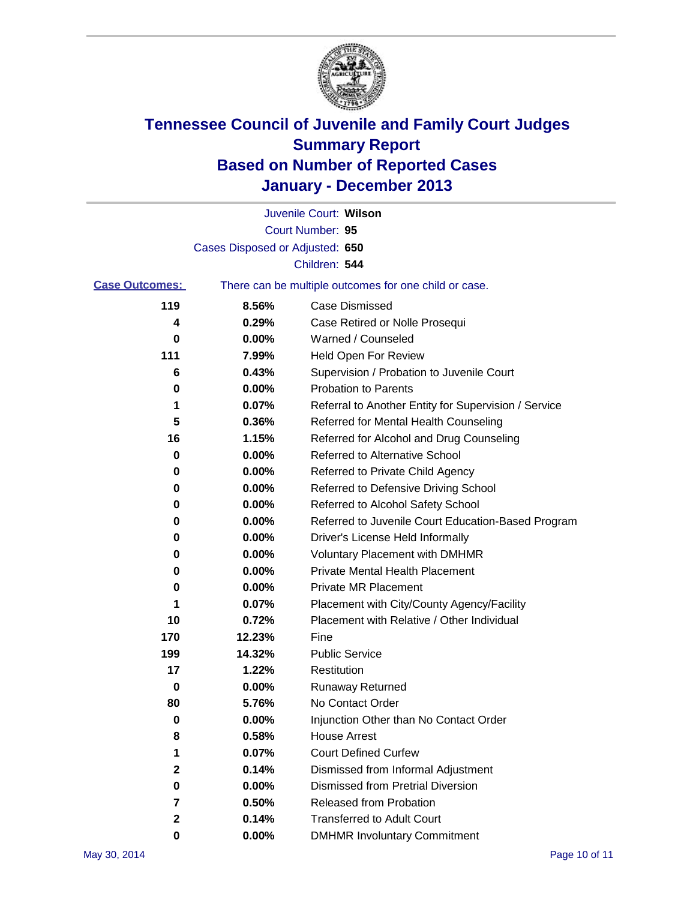# Tennessee Council of Juvenile and Family Court Judges
# Summary Report
# Based on Number of Reported Cases
# January - December 2013

Juvenile Court: **Wilson**

Court Number: **95**

Cases Disposed or Adjusted: **650**

Children: **544**

**Case Outcomes:** There can be multiple outcomes for one child or case.

| | | |
|---|---|---|
| 119 | 8.56% | Case Dismissed |
| 4 | 0.29% | Case Retired or Nolle Prosequi |
| 0 | 0.00% | Warned / Counseled |
| 111 | 7.99% | Held Open For Review |
| 6 | 0.43% | Supervision / Probation to Juvenile Court |
| 0 | 0.00% | Probation to Parents |
| 1 | 0.07% | Referral to Another Entity for Supervision / Service |
| 5 | 0.36% | Referred for Mental Health Counseling |
| 16 | 1.15% | Referred for Alcohol and Drug Counseling |
| 0 | 0.00% | Referred to Alternative School |
| 0 | 0.00% | Referred to Private Child Agency |
| 0 | 0.00% | Referred to Defensive Driving School |
| 0 | 0.00% | Referred to Alcohol Safety School |
| 0 | 0.00% | Referred to Juvenile Court Education-Based Program |
| 0 | 0.00% | Driver's License Held Informally |
| 0 | 0.00% | Voluntary Placement with DMHMR |
| 0 | 0.00% | Private Mental Health Placement |
| 0 | 0.00% | Private MR Placement |
| 1 | 0.07% | Placement with City/County Agency/Facility |
| 10 | 0.72% | Placement with Relative / Other Individual |
| 170 | 12.23% | Fine |
| 199 | 14.32% | Public Service |
| 17 | 1.22% | Restitution |
| 0 | 0.00% | Runaway Returned |
| 80 | 5.76% | No Contact Order |
| 0 | 0.00% | Injunction Other than No Contact Order |
| 8 | 0.58% | House Arrest |
| 1 | 0.07% | Court Defined Curfew |
| 2 | 0.14% | Dismissed from Informal Adjustment |
| 0 | 0.00% | Dismissed from Pretrial Diversion |
| 7 | 0.50% | Released from Probation |
| 2 | 0.14% | Transferred to Adult Court |
| 0 | 0.00% | DMHMR Involuntary Commitment |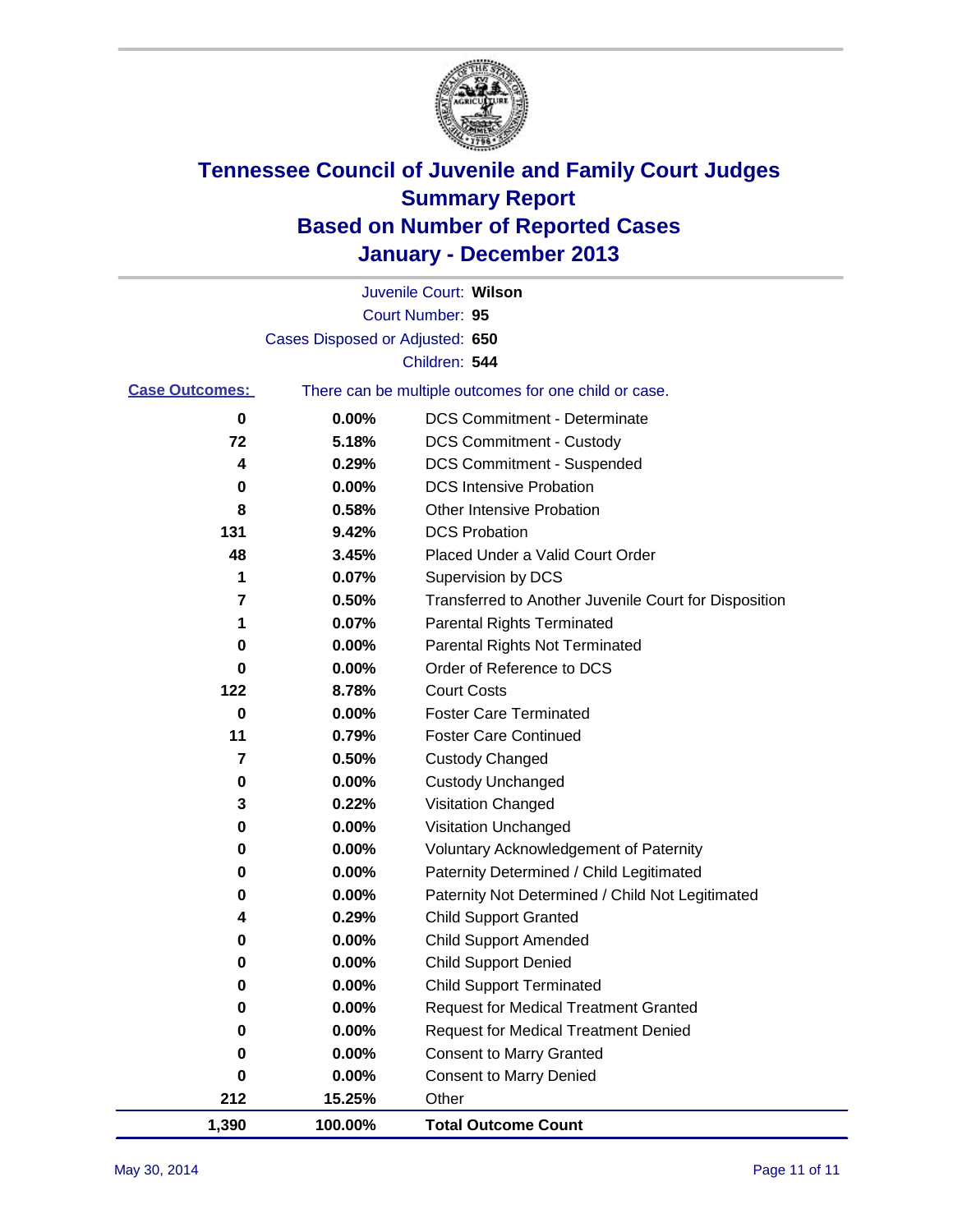# Tennessee Council of Juvenile and Family Court Judges
## Summary Report
## Based on Number of Reported Cases
## January - December 2013

Juvenile Court: **Wilson**
Court Number: **95**
Cases Disposed or Adjusted: **650**
Children: **544**

**Case Outcomes:** There can be multiple outcomes for one child or case.

| | | |
|---|---|---|
| 0 | 0.00% | DCS Commitment - Determinate |
| 72 | 5.18% | DCS Commitment - Custody |
| 4 | 0.29% | DCS Commitment - Suspended |
| 0 | 0.00% | DCS Intensive Probation |
| 8 | 0.58% | Other Intensive Probation |
| 131 | 9.42% | DCS Probation |
| 48 | 3.45% | Placed Under a Valid Court Order |
| 1 | 0.07% | Supervision by DCS |
| 7 | 0.50% | Transferred to Another Juvenile Court for Disposition |
| 1 | 0.07% | Parental Rights Terminated |
| 0 | 0.00% | Parental Rights Not Terminated |
| 0 | 0.00% | Order of Reference to DCS |
| 122 | 8.78% | Court Costs |
| 0 | 0.00% | Foster Care Terminated |
| 11 | 0.79% | Foster Care Continued |
| 7 | 0.50% | Custody Changed |
| 0 | 0.00% | Custody Unchanged |
| 3 | 0.22% | Visitation Changed |
| 0 | 0.00% | Visitation Unchanged |
| 0 | 0.00% | Voluntary Acknowledgement of Paternity |
| 0 | 0.00% | Paternity Determined / Child Legitimated |
| 0 | 0.00% | Paternity Not Determined / Child Not Legitimated |
| 4 | 0.29% | Child Support Granted |
| 0 | 0.00% | Child Support Amended |
| 0 | 0.00% | Child Support Denied |
| 0 | 0.00% | Child Support Terminated |
| 0 | 0.00% | Request for Medical Treatment Granted |
| 0 | 0.00% | Request for Medical Treatment Denied |
| 0 | 0.00% | Consent to Marry Granted |
| 0 | 0.00% | Consent to Marry Denied |
| 212 | 15.25% | Other |
| **1,390** | **100.00%** | **Total Outcome Count** |

May 30, 2014